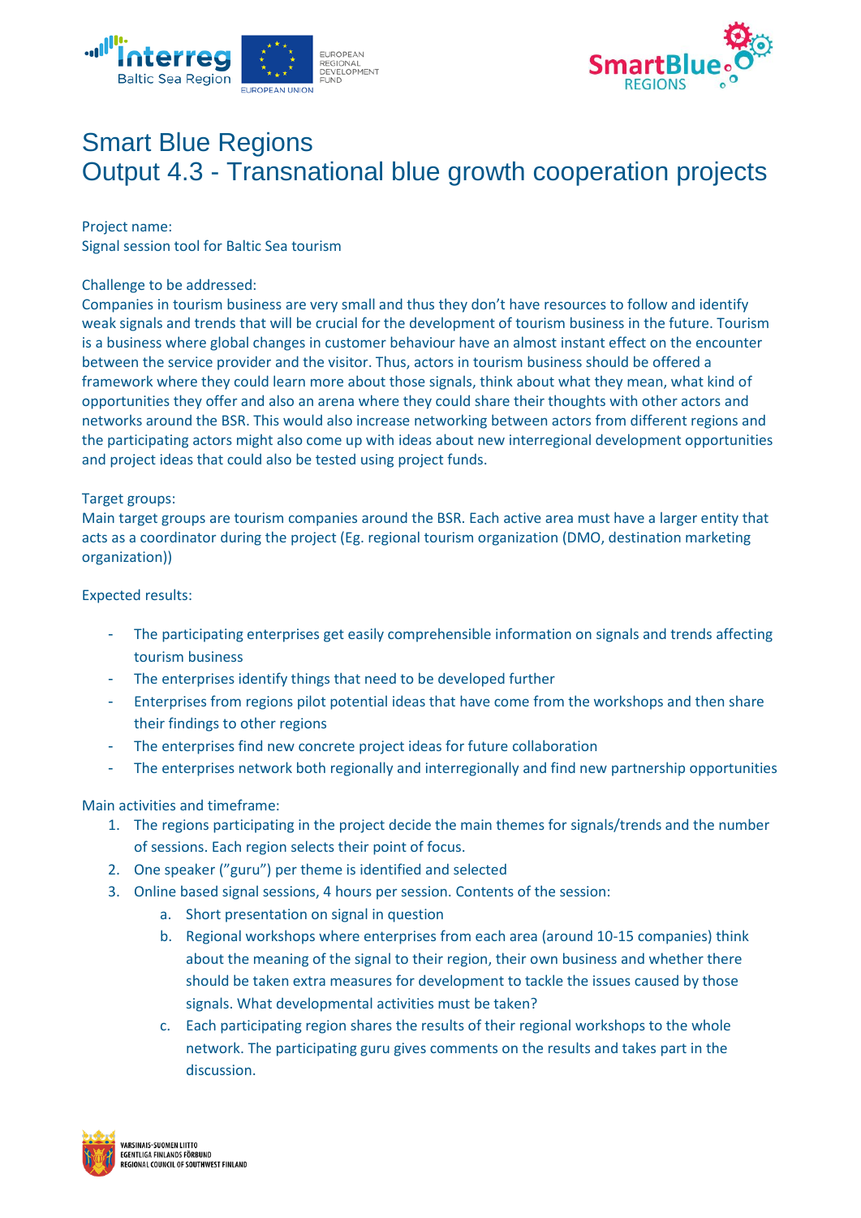# Smart Blue Regions
# Output 4.3 - Transnational blue growth cooperation projects

Project name:
Signal session tool for Baltic Sea tourism

Challenge to be addressed:
Companies in tourism business are very small and thus they don't have resources to follow and identify weak signals and trends that will be crucial for the development of tourism business in the future. Tourism is a business where global changes in customer behaviour have an almost instant effect on the encounter between the service provider and the visitor. Thus, actors in tourism business should be offered a framework where they could learn more about those signals, think about what they mean, what kind of opportunities they offer and also an arena where they could share their thoughts with other actors and networks around the BSR. This would also increase networking between actors from different regions and the participating actors might also come up with ideas about new interregional development opportunities and project ideas that could also be tested using project funds.

Target groups:
Main target groups are tourism companies around the BSR. Each active area must have a larger entity that acts as a coordinator during the project (Eg. regional tourism organization (DMO, destination marketing organization))

Expected results:

- The participating enterprises get easily comprehensible information on signals and trends affecting tourism business
- The enterprises identify things that need to be developed further
- Enterprises from regions pilot potential ideas that have come from the workshops and then share their findings to other regions
- The enterprises find new concrete project ideas for future collaboration
- The enterprises network both regionally and interregionally and find new partnership opportunities

Main activities and timeframe:

1. The regions participating in the project decide the main themes for signals/trends and the number of sessions. Each region selects their point of focus.
2. One speaker (”guru”) per theme is identified and selected
3. Online based signal sessions, 4 hours per session. Contents of the session:
   a. Short presentation on signal in question
   b. Regional workshops where enterprises from each area (around 10-15 companies) think about the meaning of the signal to their region, their own business and whether there should be taken extra measures for development to tackle the issues caused by those signals. What developmental activities must be taken?
   c. Each participating region shares the results of their regional workshops to the whole network. The participating guru gives comments on the results and takes part in the discussion.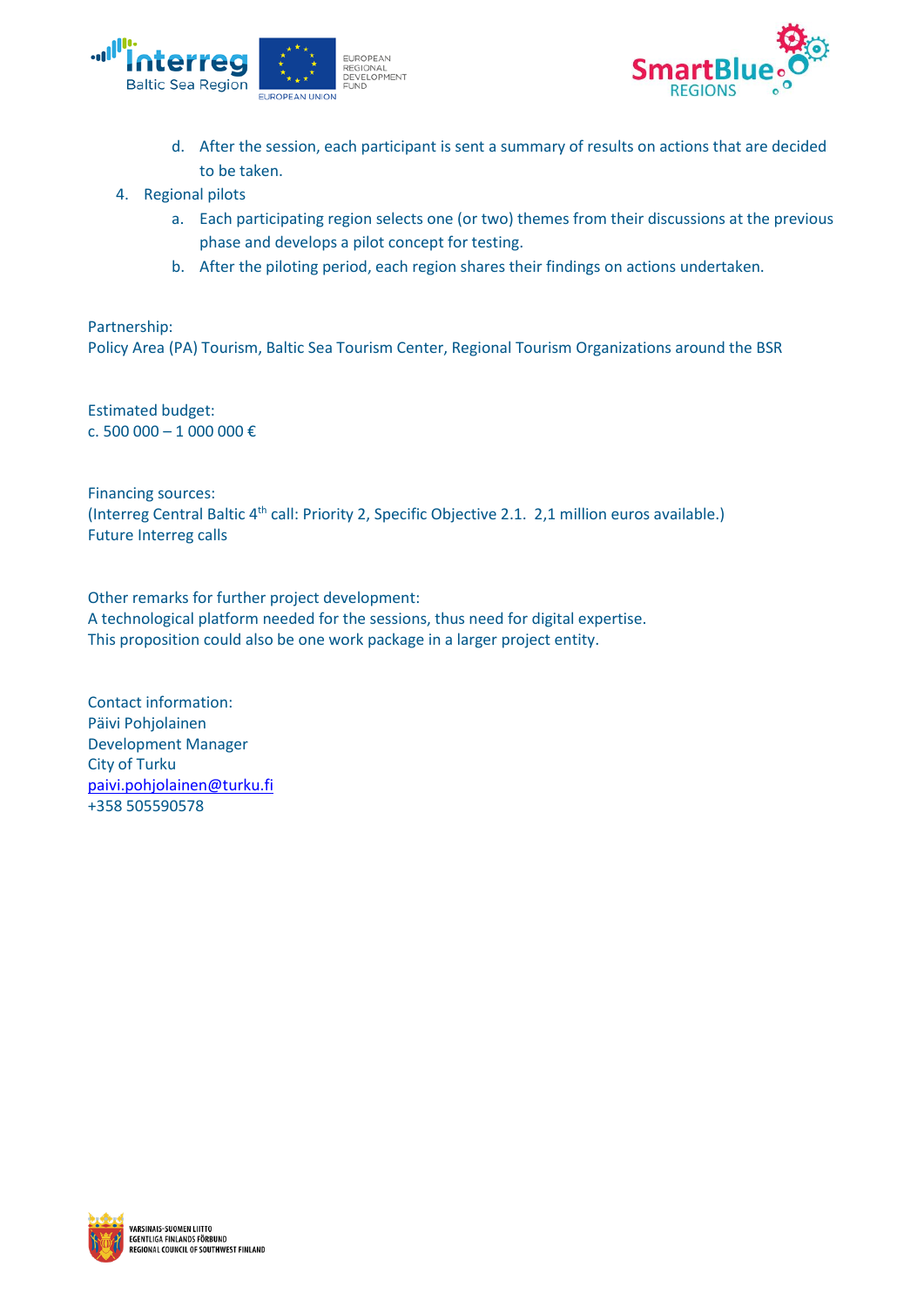d. After the session, each participant is sent a summary of results on actions that are decided to be taken.

4. Regional pilots
   a. Each participating region selects one (or two) themes from their discussions at the previous phase and develops a pilot concept for testing.
   b. After the piloting period, each region shares their findings on actions undertaken.

Partnership:
Policy Area (PA) Tourism, Baltic Sea Tourism Center, Regional Tourism Organizations around the BSR

Estimated budget:
c. 500 000 – 1 000 000 €

Financing sources:
(Interreg Central Baltic 4th call: Priority 2, Specific Objective 2.1. 2,1 million euros available.)
Future Interreg calls

Other remarks for further project development:
A technological platform needed for the sessions, thus need for digital expertise.
This proposition could also be one work package in a larger project entity.

Contact information:
Päivi Pohjolainen
Development Manager
City of Turku
paivi.pohjolainen@turku.fi
+358 505590578